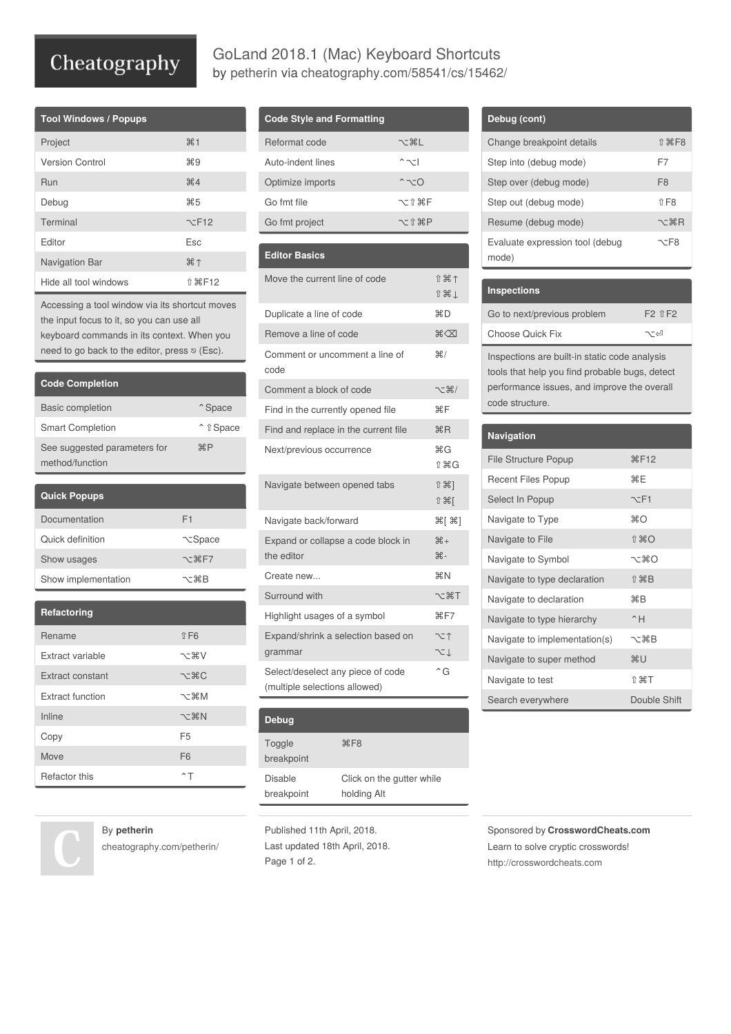# GoLand 2018.1 (Mac) Keyboard Shortcuts

by petherin via cheatography.com/58541/cs/15462/

## Tool Windows / Popups

| | |
|---|---|
| Project | ⌘1 |
| Version Control | ⌘9 |
| Run | ⌘4 |
| Debug | ⌘5 |
| Terminal | ⌥F12 |
| Editor | Esc |
| Navigation Bar | ⌘↑ |
| Hide all tool windows | ⇧⌘F12 |

Accessing a tool window via its shortcut moves the input focus to it, so you can use all keyboard commands in its context. When you need to go back to the editor, press ⎋ (Esc).

## Code Completion

| | |
|---|---|
| Basic completion | ⌃Space |
| Smart Completion | ⌃⇧Space |
| See suggested parameters for method/function | ⌘P |

## Quick Popups

| | |
|---|---|
| Documentation | F1 |
| Quick definition | ⌥Space |
| Show usages | ⌥⌘F7 |
| Show implementation | ⌥⌘B |

## Refactoring

| | |
|---|---|
| Rename | ⇧F6 |
| Extract variable | ⌥⌘V |
| Extract constant | ⌥⌘C |
| Extract function | ⌥⌘M |
| Inline | ⌥⌘N |
| Copy | F5 |
| Move | F6 |
| Refactor this | ⌃T |

## Code Style and Formatting

| | |
|---|---|
| Reformat code | ⌥⌘L |
| Auto-indent lines | ⌃⌥I |
| Optimize imports | ⌃⌥O |
| Go fmt file | ⌥⇧⌘F |
| Go fmt project | ⌥⇧⌘P |

## Editor Basics

| | |
|---|---|
| Move the current line of code | ⇧⌘↑ ⇧⌘↓ |
| Duplicate a line of code | ⌘D |
| Remove a line of code | ⌘⌫ |
| Comment or uncomment a line of code | ⌘/ |
| Comment a block of code | ⌥⌘/ |
| Find in the currently opened file | ⌘F |
| Find and replace in the current file | ⌘R |
| Next/previous occurrence | ⌘G ⇧⌘G |
| Navigate between opened tabs | ⇧⌘] ⇧⌘[ |
| Navigate back/forward | ⌘[ ⌘] |
| Expand or collapse a code block in the editor | ⌘+ ⌘- |
| Create new... | ⌘N |
| Surround with | ⌥⌘T |
| Highlight usages of a symbol | ⌘F7 |
| Expand/shrink a selection based on grammar | ⌥↑ ⌥↓ |
| Select/deselect any piece of code (multiple selections allowed) | ⌃G |

## Debug

| | |
|---|---|
| Toggle breakpoint | ⌘F8 |
| Disable breakpoint | Click on the gutter while holding Alt |

## Debug (cont)

| | |
|---|---|
| Change breakpoint details | ⇧⌘F8 |
| Step into (debug mode) | F7 |
| Step over (debug mode) | F8 |
| Step out (debug mode) | ⇧F8 |
| Resume (debug mode) | ⌥⌘R |
| Evaluate expression tool (debug mode) | ⌥F8 |

## Inspections

| | |
|---|---|
| Go to next/previous problem | F2 ⇧F2 |
| Choose Quick Fix | ⌥⏎ |

Inspections are built-in static code analysis tools that help you find probable bugs, detect performance issues, and improve the overall code structure.

## Navigation

| | |
|---|---|
| File Structure Popup | ⌘F12 |
| Recent Files Popup | ⌘E |
| Select In Popup | ⌥F1 |
| Navigate to Type | ⌘O |
| Navigate to File | ⇧⌘O |
| Navigate to Symbol | ⌥⌘O |
| Navigate to type declaration | ⇧⌘B |
| Navigate to declaration | ⌘B |
| Navigate to type hierarchy | ⌃H |
| Navigate to implementation(s) | ⌥⌘B |
| Navigate to super method | ⌘U |
| Navigate to test | ⇧⌘T |
| Search everywhere | Double Shift |

By **petherin**
cheatography.com/petherin/

Published 11th April, 2018.
Last updated 18th April, 2018.

Sponsored by **CrosswordCheats.com**
Learn to solve cryptic crosswords!
http://crosswordcheats.com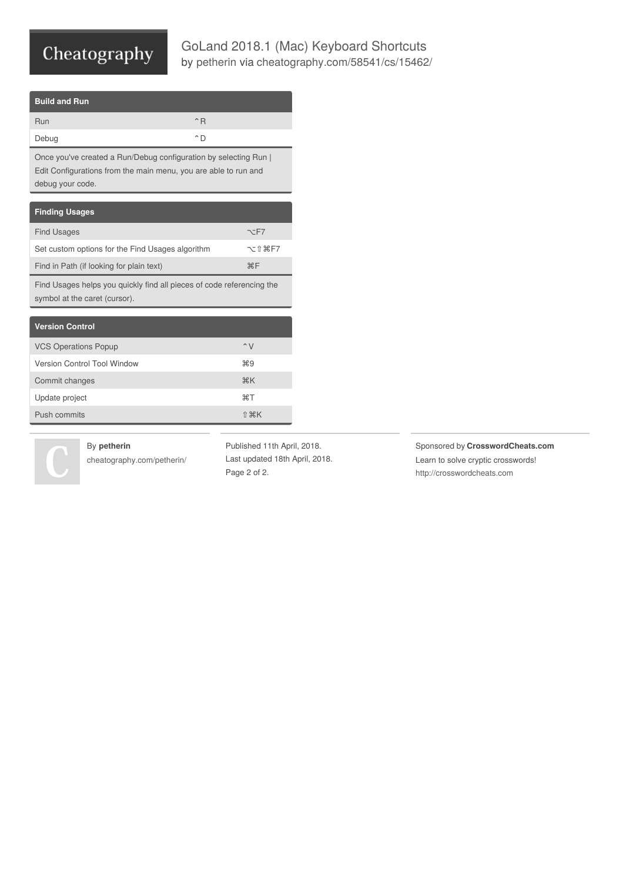## Build and Run

| | |
|---|---|
| Run | ⌃R |
| Debug | ⌃D |

Once you've created a Run/Debug configuration by selecting Run | Edit Configurations from the main menu, you are able to run and debug your code.

## Finding Usages

| | |
|---|---|
| Find Usages | ⌥F7 |
| Set custom options for the Find Usages algorithm | ⌥⇧⌘F7 |
| Find in Path (if looking for plain text) | ⌘F |

Find Usages helps you quickly find all pieces of code referencing the symbol at the caret (cursor).

## Version Control

| | |
|---|---|
| VCS Operations Popup | ⌃V |
| Version Control Tool Window | ⌘9 |
| Commit changes | ⌘K |
| Update project | ⌘T |
| Push commits | ⇧⌘K |

By **petherin**
cheatography.com/petherin/

Published 11th April, 2018.
Last updated 18th April, 2018.

Sponsored by **CrosswordCheats.com**
Learn to solve cryptic crosswords!
http://crosswordcheats.com